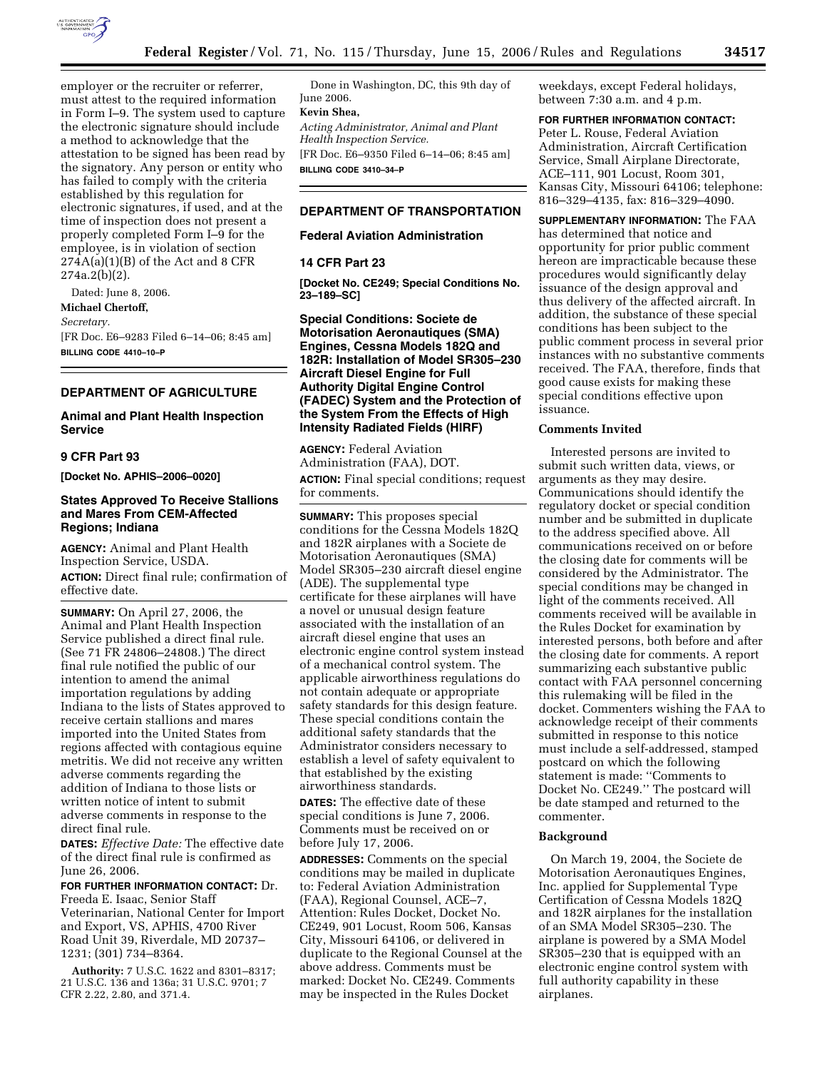employer or the recruiter or referrer, must attest to the required information in Form I–9. The system used to capture the electronic signature should include a method to acknowledge that the attestation to be signed has been read by the signatory. Any person or entity who has failed to comply with the criteria established by this regulation for electronic signatures, if used, and at the time of inspection does not present a properly completed Form I–9 for the employee, is in violation of section 274A(a)(1)(B) of the Act and 8 CFR 274a.2(b)(2).

Dated: June 8, 2006.

**Michael Chertoff,**

*Secretary.*

[FR Doc. E6–9283 Filed 6–14–06; 8:45 am]

**BILLING CODE 4410–10–P**

---

## DEPARTMENT OF AGRICULTURE

### Animal and Plant Health Inspection Service

### 9 CFR Part 93

**[Docket No. APHIS–2006–0020]**

### States Approved To Receive Stallions and Mares From CEM-Affected Regions; Indiana

**AGENCY:** Animal and Plant Health Inspection Service, USDA.

**ACTION:** Direct final rule; confirmation of effective date.

**SUMMARY:** On April 27, 2006, the Animal and Plant Health Inspection Service published a direct final rule. (See 71 FR 24806–24808.) The direct final rule notified the public of our intention to amend the animal importation regulations by adding Indiana to the lists of States approved to receive certain stallions and mares imported into the United States from regions affected with contagious equine metritis. We did not receive any written adverse comments regarding the addition of Indiana to those lists or written notice of intent to submit adverse comments in response to the direct final rule.

**DATES:** *Effective Date:* The effective date of the direct final rule is confirmed as June 26, 2006.

**FOR FURTHER INFORMATION CONTACT:** Dr. Freeda E. Isaac, Senior Staff Veterinarian, National Center for Import and Export, VS, APHIS, 4700 River Road Unit 39, Riverdale, MD 20737–1231; (301) 734–8364.

**Authority:** 7 U.S.C. 1622 and 8301–8317; 21 U.S.C. 136 and 136a; 31 U.S.C. 9701; 7 CFR 2.22, 2.80, and 371.4.

Done in Washington, DC, this 9th day of June 2006.

**Kevin Shea,**

*Acting Administrator, Animal and Plant Health Inspection Service.*

[FR Doc. E6–9350 Filed 6–14–06; 8:45 am]

**BILLING CODE 3410–34–P**

---

## DEPARTMENT OF TRANSPORTATION

### Federal Aviation Administration

### 14 CFR Part 23

**[Docket No. CE249; Special Conditions No. 23–189–SC]**

### Special Conditions: Societe de Motorisation Aeronautiques (SMA) Engines, Cessna Models 182Q and 182R: Installation of Model SR305–230 Aircraft Diesel Engine for Full Authority Digital Engine Control (FADEC) System and the Protection of the System From the Effects of High Intensity Radiated Fields (HIRF)

**AGENCY:** Federal Aviation Administration (FAA), DOT.

**ACTION:** Final special conditions; request for comments.

**SUMMARY:** This proposes special conditions for the Cessna Models 182Q and 182R airplanes with a Societe de Motorisation Aeronautiques (SMA) Model SR305–230 aircraft diesel engine (ADE). The supplemental type certificate for these airplanes will have a novel or unusual design feature associated with the installation of an aircraft diesel engine that uses an electronic engine control system instead of a mechanical control system. The applicable airworthiness regulations do not contain adequate or appropriate safety standards for this design feature. These special conditions contain the additional safety standards that the Administrator considers necessary to establish a level of safety equivalent to that established by the existing airworthiness standards.

**DATES:** The effective date of these special conditions is June 7, 2006. Comments must be received on or before July 17, 2006.

**ADDRESSES:** Comments on the special conditions may be mailed in duplicate to: Federal Aviation Administration (FAA), Regional Counsel, ACE–7, Attention: Rules Docket, Docket No. CE249, 901 Locust, Room 506, Kansas City, Missouri 64106, or delivered in duplicate to the Regional Counsel at the above address. Comments must be marked: Docket No. CE249. Comments may be inspected in the Rules Docket weekdays, except Federal holidays, between 7:30 a.m. and 4 p.m.

**FOR FURTHER INFORMATION CONTACT:** Peter L. Rouse, Federal Aviation Administration, Aircraft Certification Service, Small Airplane Directorate, ACE–111, 901 Locust, Room 301, Kansas City, Missouri 64106; telephone: 816–329–4135, fax: 816–329–4090.

**SUPPLEMENTARY INFORMATION:** The FAA has determined that notice and opportunity for prior public comment hereon are impracticable because these procedures would significantly delay issuance of the design approval and thus delivery of the affected aircraft. In addition, the substance of these special conditions has been subject to the public comment process in several prior instances with no substantive comments received. The FAA, therefore, finds that good cause exists for making these special conditions effective upon issuance.

#### Comments Invited

Interested persons are invited to submit such written data, views, or arguments as they may desire. Communications should identify the regulatory docket or special condition number and be submitted in duplicate to the address specified above. All communications received on or before the closing date for comments will be considered by the Administrator. The special conditions may be changed in light of the comments received. All comments received will be available in the Rules Docket for examination by interested persons, both before and after the closing date for comments. A report summarizing each substantive public contact with FAA personnel concerning this rulemaking will be filed in the docket. Commenters wishing the FAA to acknowledge receipt of their comments submitted in response to this notice must include a self-addressed, stamped postcard on which the following statement is made: ''Comments to Docket No. CE249.'' The postcard will be date stamped and returned to the commenter.

#### Background

On March 19, 2004, the Societe de Motorisation Aeronautiques Engines, Inc. applied for Supplemental Type Certification of Cessna Models 182Q and 182R airplanes for the installation of an SMA Model SR305–230. The airplane is powered by a SMA Model SR305–230 that is equipped with an electronic engine control system with full authority capability in these airplanes.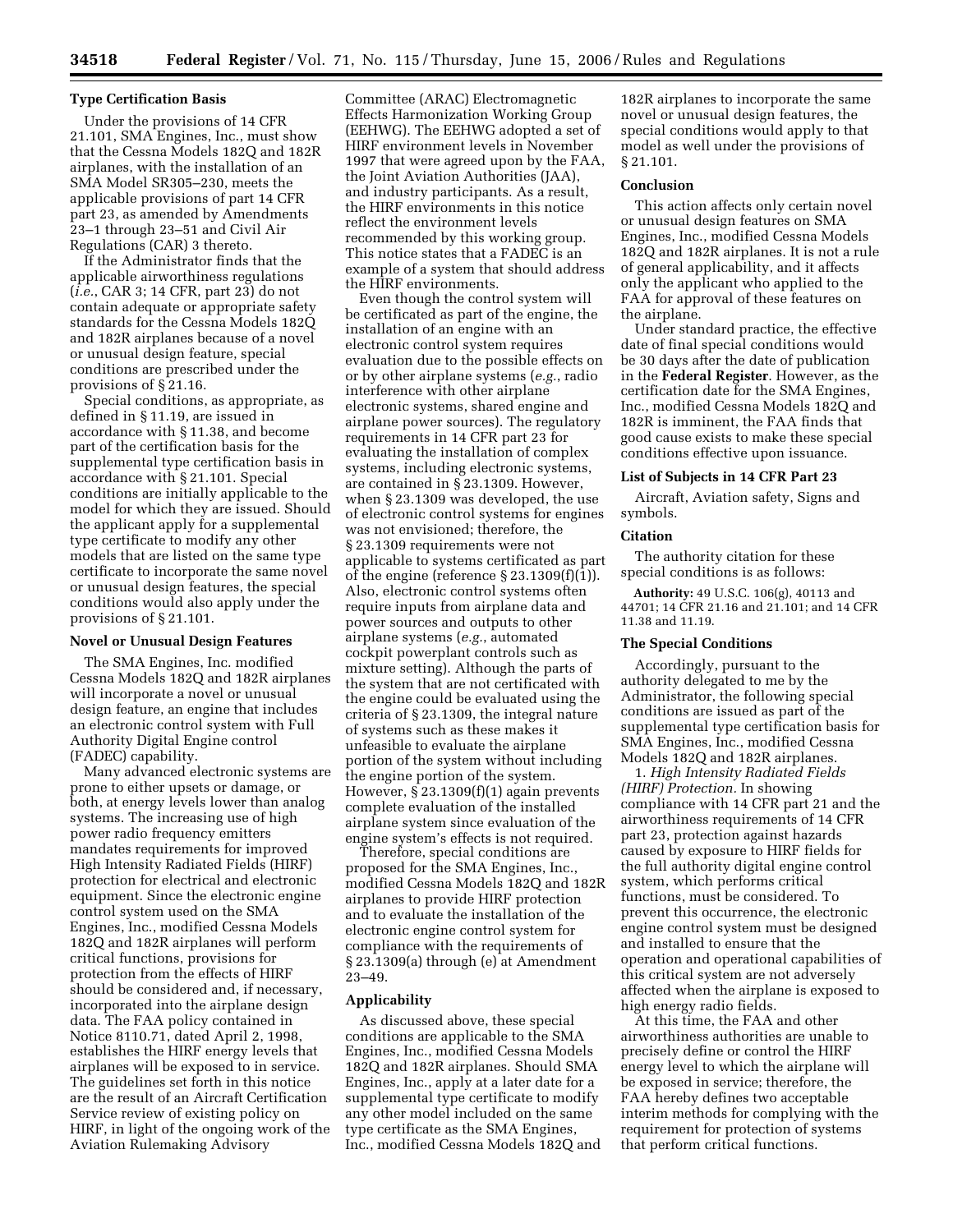## Type Certification Basis

Under the provisions of 14 CFR 21.101, SMA Engines, Inc., must show that the Cessna Models 182Q and 182R airplanes, with the installation of an SMA Model SR305–230, meets the applicable provisions of part 14 CFR part 23, as amended by Amendments 23–1 through 23–51 and Civil Air Regulations (CAR) 3 thereto.

If the Administrator finds that the applicable airworthiness regulations (*i.e.*, CAR 3; 14 CFR, part 23) do not contain adequate or appropriate safety standards for the Cessna Models 182Q and 182R airplanes because of a novel or unusual design feature, special conditions are prescribed under the provisions of § 21.16.

Special conditions, as appropriate, as defined in § 11.19, are issued in accordance with § 11.38, and become part of the certification basis for the supplemental type certification basis in accordance with § 21.101. Special conditions are initially applicable to the model for which they are issued. Should the applicant apply for a supplemental type certificate to modify any other models that are listed on the same type certificate to incorporate the same novel or unusual design features, the special conditions would also apply under the provisions of § 21.101.

## Novel or Unusual Design Features

The SMA Engines, Inc. modified Cessna Models 182Q and 182R airplanes will incorporate a novel or unusual design feature, an engine that includes an electronic control system with Full Authority Digital Engine control (FADEC) capability.

Many advanced electronic systems are prone to either upsets or damage, or both, at energy levels lower than analog systems. The increasing use of high power radio frequency emitters mandates requirements for improved High Intensity Radiated Fields (HIRF) protection for electrical and electronic equipment. Since the electronic engine control system used on the SMA Engines, Inc., modified Cessna Models 182Q and 182R airplanes will perform critical functions, provisions for protection from the effects of HIRF should be considered and, if necessary, incorporated into the airplane design data. The FAA policy contained in Notice 8110.71, dated April 2, 1998, establishes the HIRF energy levels that airplanes will be exposed to in service. The guidelines set forth in this notice are the result of an Aircraft Certification Service review of existing policy on HIRF, in light of the ongoing work of the Aviation Rulemaking Advisory Committee (ARAC) Electromagnetic Effects Harmonization Working Group (EEHWG). The EEHWG adopted a set of HIRF environment levels in November 1997 that were agreed upon by the FAA, the Joint Aviation Authorities (JAA), and industry participants. As a result, the HIRF environments in this notice reflect the environment levels recommended by this working group. This notice states that a FADEC is an example of a system that should address the HIRF environments.

Even though the control system will be certificated as part of the engine, the installation of an engine with an electronic control system requires evaluation due to the possible effects on or by other airplane systems (*e.g.*, radio interference with other airplane electronic systems, shared engine and airplane power sources). The regulatory requirements in 14 CFR part 23 for evaluating the installation of complex systems, including electronic systems, are contained in § 23.1309. However, when § 23.1309 was developed, the use of electronic control systems for engines was not envisioned; therefore, the § 23.1309 requirements were not applicable to systems certificated as part of the engine (reference § 23.1309(f)(1)). Also, electronic control systems often require inputs from airplane data and power sources and outputs to other airplane systems (*e.g.*, automated cockpit powerplant controls such as mixture setting). Although the parts of the system that are not certificated with the engine could be evaluated using the criteria of § 23.1309, the integral nature of systems such as these makes it unfeasible to evaluate the airplane portion of the system without including the engine portion of the system. However, § 23.1309(f)(1) again prevents complete evaluation of the installed airplane system since evaluation of the engine system's effects is not required.

Therefore, special conditions are proposed for the SMA Engines, Inc., modified Cessna Models 182Q and 182R airplanes to provide HIRF protection and to evaluate the installation of the electronic engine control system for compliance with the requirements of § 23.1309(a) through (e) at Amendment 23–49.

## Applicability

As discussed above, these special conditions are applicable to the SMA Engines, Inc., modified Cessna Models 182Q and 182R airplanes. Should SMA Engines, Inc., apply at a later date for a supplemental type certificate to modify any other model included on the same type certificate as the SMA Engines, Inc., modified Cessna Models 182Q and 182R airplanes to incorporate the same novel or unusual design features, the special conditions would apply to that model as well under the provisions of § 21.101.

## Conclusion

This action affects only certain novel or unusual design features on SMA Engines, Inc., modified Cessna Models 182Q and 182R airplanes. It is not a rule of general applicability, and it affects only the applicant who applied to the FAA for approval of these features on the airplane.

Under standard practice, the effective date of final special conditions would be 30 days after the date of publication in the **Federal Register**. However, as the certification date for the SMA Engines, Inc., modified Cessna Models 182Q and 182R is imminent, the FAA finds that good cause exists to make these special conditions effective upon issuance.

## List of Subjects in 14 CFR Part 23

Aircraft, Aviation safety, Signs and symbols.

## Citation

The authority citation for these special conditions is as follows:

**Authority:** 49 U.S.C. 106(g), 40113 and 44701; 14 CFR 21.16 and 21.101; and 14 CFR 11.38 and 11.19.

## The Special Conditions

Accordingly, pursuant to the authority delegated to me by the Administrator, the following special conditions are issued as part of the supplemental type certification basis for SMA Engines, Inc., modified Cessna Models 182Q and 182R airplanes.

1. *High Intensity Radiated Fields (HIRF) Protection.* In showing compliance with 14 CFR part 21 and the airworthiness requirements of 14 CFR part 23, protection against hazards caused by exposure to HIRF fields for the full authority digital engine control system, which performs critical functions, must be considered. To prevent this occurrence, the electronic engine control system must be designed and installed to ensure that the operation and operational capabilities of this critical system are not adversely affected when the airplane is exposed to high energy radio fields.

At this time, the FAA and other airworthiness authorities are unable to precisely define or control the HIRF energy level to which the airplane will be exposed in service; therefore, the FAA hereby defines two acceptable interim methods for complying with the requirement for protection of systems that perform critical functions.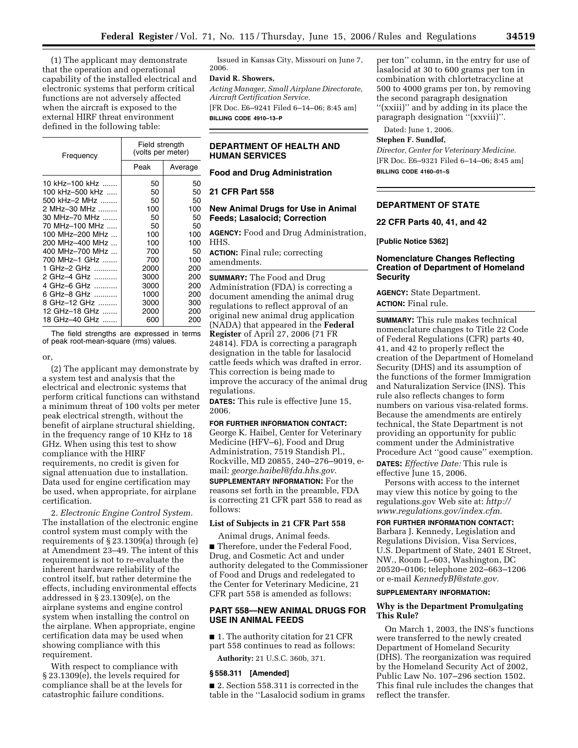(1) The applicant may demonstrate that the operation and operational capability of the installed electrical and electronic systems that perform critical functions are not adversely affected when the aircraft is exposed to the external HIRF threat environment defined in the following table:

| Frequency | Field strength (volts per meter) | |
|---|---|---|
| | Peak | Average |
| 10 kHz–100 kHz | 50 | 50 |
| 100 kHz–500 kHz | 50 | 50 |
| 500 kHz–2 MHz | 50 | 50 |
| 2 MHz–30 MHz | 100 | 100 |
| 30 MHz–70 MHz | 50 | 50 |
| 70 MHz–100 MHz | 50 | 50 |
| 100 MHz–200 MHz | 100 | 100 |
| 200 MHz–400 MHz | 100 | 100 |
| 400 MHz–700 MHz | 700 | 50 |
| 700 MHz–1 GHz | 700 | 100 |
| 1 GHz–2 GHz | 2000 | 200 |
| 2 GHz–4 GHz | 3000 | 200 |
| 4 GHz–6 GHz | 3000 | 200 |
| 6 GHz–8 GHz | 1000 | 200 |
| 8 GHz–12 GHz | 3000 | 300 |
| 12 GHz–18 GHz | 2000 | 200 |
| 18 GHz–40 GHz | 600 | 200 |

The field strengths are expressed in terms of peak root-mean-square (rms) values.

or,

(2) The applicant may demonstrate by a system test and analysis that the electrical and electronic systems that perform critical functions can withstand a minimum threat of 100 volts per meter peak electrical strength, without the benefit of airplane structural shielding, in the frequency range of 10 KHz to 18 GHz. When using this test to show compliance with the HIRF requirements, no credit is given for signal attenuation due to installation. Data used for engine certification may be used, when appropriate, for airplane certification.

2. *Electronic Engine Control System.* The installation of the electronic engine control system must comply with the requirements of § 23.1309(a) through (e) at Amendment 23–49. The intent of this requirement is not to re-evaluate the inherent hardware reliability of the control itself, but rather determine the effects, including environmental effects addressed in § 23.1309(e), on the airplane systems and engine control system when installing the control on the airplane. When appropriate, engine certification data may be used when showing compliance with this requirement.

With respect to compliance with § 23.1309(e), the levels required for compliance shall be at the levels for catastrophic failure conditions.

Issued in Kansas City, Missouri on June 7, 2006.

**David R. Showers,**

*Acting Manager, Small Airplane Directorate, Aircraft Certification Service.*

[FR Doc. E6–9241 Filed 6–14–06; 8:45 am]

**BILLING CODE 4910–13–P**

## DEPARTMENT OF HEALTH AND HUMAN SERVICES

### Food and Drug Administration

### 21 CFR Part 558

### New Animal Drugs for Use in Animal Feeds; Lasalocid; Correction

**AGENCY:** Food and Drug Administration, HHS.

**ACTION:** Final rule; correcting amendments.

**SUMMARY:** The Food and Drug Administration (FDA) is correcting a document amending the animal drug regulations to reflect approval of an original new animal drug application (NADA) that appeared in the **Federal Register** of April 27, 2006 (71 FR 24814). FDA is correcting a paragraph designation in the table for lasalocid cattle feeds which was drafted in error. This correction is being made to improve the accuracy of the animal drug regulations.

**DATES:** This rule is effective June 15, 2006.

**FOR FURTHER INFORMATION CONTACT:** George K. Haibel, Center for Veterinary Medicine (HFV–6), Food and Drug Administration, 7519 Standish Pl., Rockville, MD 20855, 240–276–9019, e-mail: *george.haibel@fda.hhs.gov*.

**SUPPLEMENTARY INFORMATION:** For the reasons set forth in the preamble, FDA is correcting 21 CFR part 558 to read as follows:

#### List of Subjects in 21 CFR Part 558

Animal drugs, Animal feeds.

■ Therefore, under the Federal Food, Drug, and Cosmetic Act and under authority delegated to the Commissioner of Food and Drugs and redelegated to the Center for Veterinary Medicine, 21 CFR part 558 is amended as follows:

### PART 558—NEW ANIMAL DRUGS FOR USE IN ANIMAL FEEDS

■ 1. The authority citation for 21 CFR part 558 continues to read as follows:

**Authority:** 21 U.S.C. 360b, 371.

#### § 558.311 [Amended]

■ 2. Section 558.311 is corrected in the table in the ''Lasalocid sodium in grams per ton'' column, in the entry for use of lasalocid at 30 to 600 grams per ton in combination with chlortetracycline at 500 to 4000 grams per ton, by removing the second paragraph designation ''(xxiii)'' and by adding in its place the paragraph designation ''(xxviii)''.

Dated: June 1, 2006.

**Stephen F. Sundlof,**

*Director, Center for Veterinary Medicine.*

[FR Doc. E6–9321 Filed 6–14–06; 8:45 am]

**BILLING CODE 4160–01–S**

## DEPARTMENT OF STATE

### 22 CFR Parts 40, 41, and 42

**[Public Notice 5362]**

### Nomenclature Changes Reflecting Creation of Department of Homeland Security

**AGENCY:** State Department.

**ACTION:** Final rule.

**SUMMARY:** This rule makes technical nomenclature changes to Title 22 Code of Federal Regulations (CFR) parts 40, 41, and 42 to properly reflect the creation of the Department of Homeland Security (DHS) and its assumption of the functions of the former Immigration and Naturalization Service (INS). This rule also reflects changes to form numbers on various visa-related forms. Because the amendments are entirely technical, the State Department is not providing an opportunity for public comment under the Administrative Procedure Act ''good cause'' exemption.

**DATES:** *Effective Date:* This rule is effective June 15, 2006.

Persons with access to the internet may view this notice by going to the regulations.gov Web site at: *http://www.regulations.gov/index.cfm.*

**FOR FURTHER INFORMATION CONTACT:** Barbara J. Kennedy, Legislation and Regulations Division, Visa Services, U.S. Department of State, 2401 E Street, NW., Room L–603, Washington, DC 20520–0106; telephone 202–663–1206 or e-mail *KennedyBJ@state.gov.*

**SUPPLEMENTARY INFORMATION:**

#### Why is the Department Promulgating This Rule?

On March 1, 2003, the INS's functions were transferred to the newly created Department of Homeland Security (DHS). The reorganization was required by the Homeland Security Act of 2002, Public Law No. 107–296 section 1502. This final rule includes the changes that reflect the transfer.